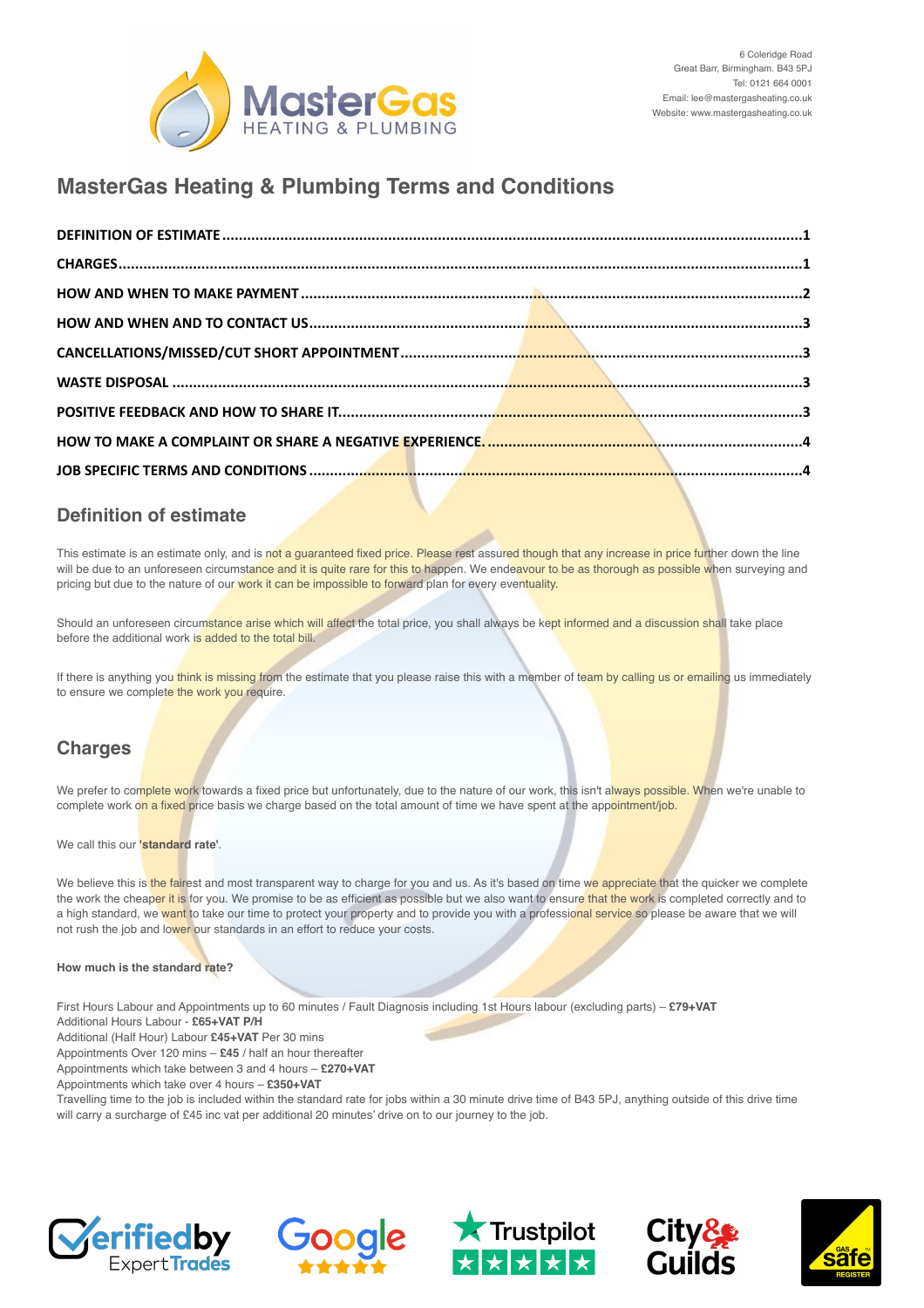6 Coleridge Road
Great Barr, Birmingham. B43 5PJ
Tel: 0121 664 0001
Email: lee@mastergasheating.co.uk
Website: www.mastergasheating.co.uk

# MasterGas Heating & Plumbing Terms and Conditions

**DEFINITION OF ESTIMATE** ........................................ 1
**CHARGES** ........................................ 1
**HOW AND WHEN TO MAKE PAYMENT** ........................................ 2
**HOW AND WHEN AND TO CONTACT US** ........................................ 3
**CANCELLATIONS/MISSED/CUT SHORT APPOINTMENT** ........................................ 3
**WASTE DISPOSAL** ........................................ 3
**POSITIVE FEEDBACK AND HOW TO SHARE IT** ........................................ 3
**HOW TO MAKE A COMPLAINT OR SHARE A NEGATIVE EXPERIENCE.** ........................................ 4
**JOB SPECIFIC TERMS AND CONDITIONS** ........................................ 4

## Definition of estimate

This estimate is an estimate only, and is not a guaranteed fixed price. Please rest assured though that any increase in price further down the line will be due to an unforeseen circumstance and it is quite rare for this to happen. We endeavour to be as thorough as possible when surveying and pricing but due to the nature of our work it can be impossible to forward plan for every eventuality.

Should an unforeseen circumstance arise which will affect the total price, you shall always be kept informed and a discussion shall take place before the additional work is added to the total bill.

If there is anything you think is missing from the estimate that you please raise this with a member of team by calling us or emailing us immediately to ensure we complete the work you require.

## Charges

We prefer to complete work towards a fixed price but unfortunately, due to the nature of our work, this isn't always possible. When we're unable to complete work on a fixed price basis we charge based on the total amount of time we have spent at the appointment/job.

We call this our **'standard rate'**.

We believe this is the fairest and most transparent way to charge for you and us. As it's based on time we appreciate that the quicker we complete the work the cheaper it is for you. We promise to be as efficient as possible but we also want to ensure that the work is completed correctly and to a high standard, we want to take our time to protect your property and to provide you with a professional service so please be aware that we will not rush the job and lower our standards in an effort to reduce your costs.

**How much is the standard rate?**

First Hours Labour and Appointments up to 60 minutes / Fault Diagnosis including 1st Hours labour (excluding parts) – **£79+VAT**
Additional Hours Labour - **£65+VAT P/H**
Additional (Half Hour) Labour **£45+VAT** Per 30 mins
Appointments Over 120 mins – **£45** / half an hour thereafter
Appointments which take between 3 and 4 hours – **£270+VAT**
Appointments which take over 4 hours – **£350+VAT**
Travelling time to the job is included within the standard rate for jobs within a 30 minute drive time of B43 5PJ, anything outside of this drive time will carry a surcharge of £45 inc vat per additional 20 minutes' drive on to our journey to the job.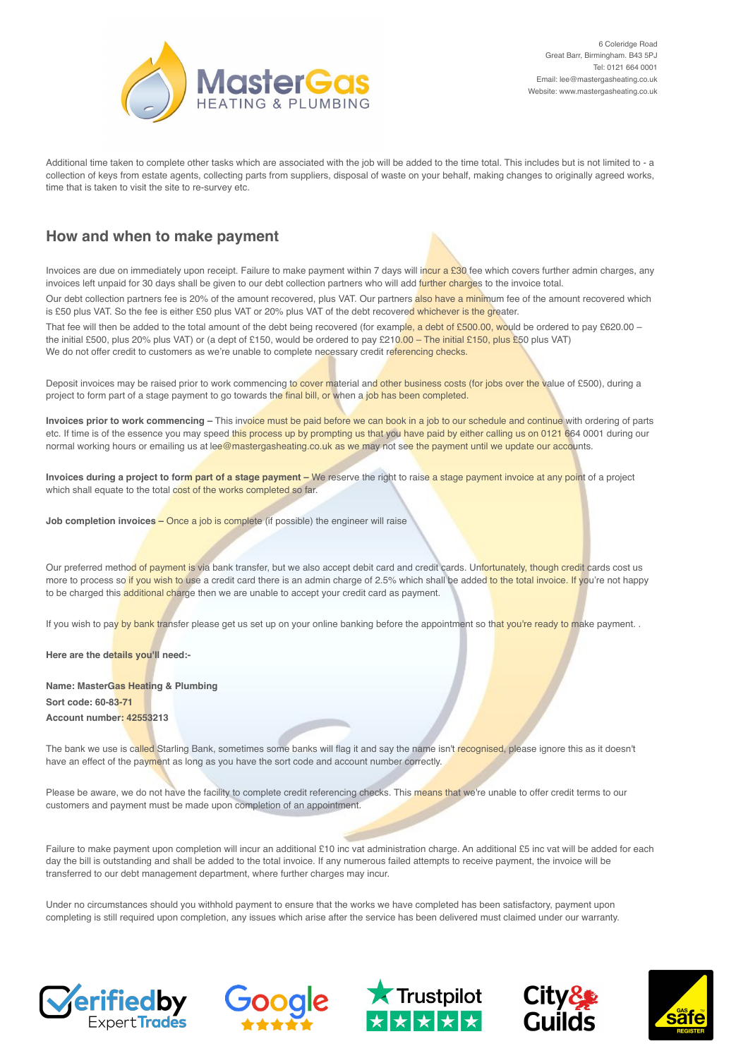Additional time taken to complete other tasks which are associated with the job will be added to the time total. This includes but is not limited to - a collection of keys from estate agents, collecting parts from suppliers, disposal of waste on your behalf, making changes to originally agreed works, time that is taken to visit the site to re-survey etc.

## How and when to make payment

Invoices are due on immediately upon receipt. Failure to make payment within 7 days will incur a £30 fee which covers further admin charges, any invoices left unpaid for 30 days shall be given to our debt collection partners who will add further charges to the invoice total.

Our debt collection partners fee is 20% of the amount recovered, plus VAT. Our partners also have a minimum fee of the amount recovered which is £50 plus VAT. So the fee is either £50 plus VAT or 20% plus VAT of the debt recovered whichever is the greater.

That fee will then be added to the total amount of the debt being recovered (for example, a debt of £500.00, would be ordered to pay £620.00 – the initial £500, plus 20% plus VAT) or (a dept of £150, would be ordered to pay £210.00 – The initial £150, plus £50 plus VAT)
We do not offer credit to customers as we're unable to complete necessary credit referencing checks.

Deposit invoices may be raised prior to work commencing to cover material and other business costs (for jobs over the value of £500), during a project to form part of a stage payment to go towards the final bill, or when a job has been completed.

**Invoices prior to work commencing –** This invoice must be paid before we can book in a job to our schedule and continue with ordering of parts etc. If time is of the essence you may speed this process up by prompting us that you have paid by either calling us on 0121 664 0001 during our normal working hours or emailing us at lee@mastergasheating.co.uk as we may not see the payment until we update our accounts.

**Invoices during a project to form part of a stage payment –** We reserve the right to raise a stage payment invoice at any point of a project which shall equate to the total cost of the works completed so far.

**Job completion invoices –** Once a job is complete (if possible) the engineer will raise

Our preferred method of payment is via bank transfer, but we also accept debit card and credit cards. Unfortunately, though credit cards cost us more to process so if you wish to use a credit card there is an admin charge of 2.5% which shall be added to the total invoice. If you're not happy to be charged this additional charge then we are unable to accept your credit card as payment.

If you wish to pay by bank transfer please get us set up on your online banking before the appointment so that you're ready to make payment. .

**Here are the details you'll need:-**

**Name: MasterGas Heating & Plumbing**
**Sort code: 60-83-71**
**Account number: 42553213**

The bank we use is called Starling Bank, sometimes some banks will flag it and say the name isn't recognised, please ignore this as it doesn't have an effect of the payment as long as you have the sort code and account number correctly.

Please be aware, we do not have the facility to complete credit referencing checks. This means that we're unable to offer credit terms to our customers and payment must be made upon completion of an appointment.

Failure to make payment upon completion will incur an additional £10 inc vat administration charge. An additional £5 inc vat will be added for each day the bill is outstanding and shall be added to the total invoice. If any numerous failed attempts to receive payment, the invoice will be transferred to our debt management department, where further charges may incur.

Under no circumstances should you withhold payment to ensure that the works we have completed has been satisfactory, payment upon completing is still required upon completion, any issues which arise after the service has been delivered must claimed under our warranty.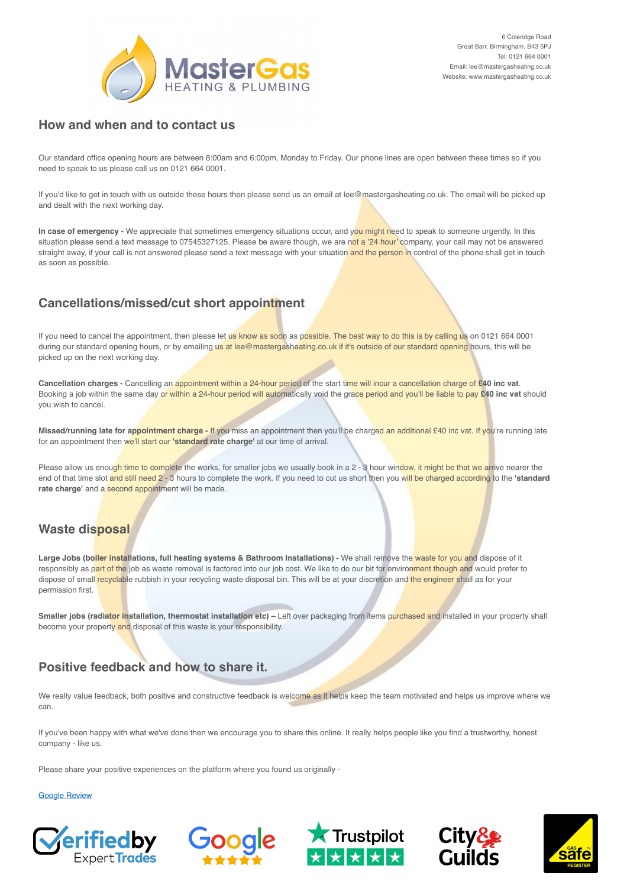6 Coleridge Road
Great Barr, Birmingham. B43 5PJ
Tel: 0121 664 0001
Email: lee@mastergasheating.co.uk
Website: www.mastergasheating.co.uk

## How and when and to contact us

Our standard office opening hours are between 8:00am and 6:00pm, Monday to Friday. Our phone lines are open between these times so if you need to speak to us please call us on 0121 664 0001.

If you'd like to get in touch with us outside these hours then please send us an email at lee@mastergasheating.co.uk. The email will be picked up and dealt with the next working day.

**In case of emergency -** We appreciate that sometimes emergency situations occur, and you might need to speak to someone urgently. In this situation please send a text message to 07545327125. Please be aware though, we are not a '24 hour' company, your call may not be answered straight away, if your call is not answered please send a text message with your situation and the person in control of the phone shall get in touch as soon as possible.

## Cancellations/missed/cut short appointment

If you need to cancel the appointment, then please let us know as soon as possible. The best way to do this is by calling us on 0121 664 0001 during our standard opening hours, or by emailing us at lee@mastergasheating.co.uk if it's outside of our standard opening hours, this will be picked up on the next working day.

**Cancellation charges -** Cancelling an appointment within a 24-hour period of the start time will incur a cancellation charge of **£40 inc vat**. Booking a job within the same day or within a 24-hour period will automatically void the grace period and you'll be liable to pay **£40 inc vat** should you wish to cancel.

**Missed/running late for appointment charge -** If you miss an appointment then you'll be charged an additional £40 inc vat. If you're running late for an appointment then we'll start our **'standard rate charge'** at our time of arrival.

Please allow us enough time to complete the works, for smaller jobs we usually book in a 2 - 3 hour window, it might be that we arrive nearer the end of that time slot and still need 2 - 3 hours to complete the work. If you need to cut us short then you will be charged according to the **'standard rate charge'** and a second appointment will be made.

## Waste disposal

**Large Jobs (boiler installations, full heating systems & Bathroom Installations) -** We shall remove the waste for you and dispose of it responsibly as part of the job as waste removal is factored into our job cost. We like to do our bit for environment though and would prefer to dispose of small recyclable rubbish in your recycling waste disposal bin. This will be at your discretion and the engineer shall as for your permission first.

**Smaller jobs (radiator installation, thermostat installation etc) –** Left over packaging from items purchased and installed in your property shall become your property and disposal of this waste is your responsibility.

## Positive feedback and how to share it.

We really value feedback, both positive and constructive feedback is welcome as it helps keep the team motivated and helps us improve where we can.

If you've been happy with what we've done then we encourage you to share this online. It really helps people like you find a trustworthy, honest company - like us.

Please share your positive experiences on the platform where you found us originally -

[Google Review]()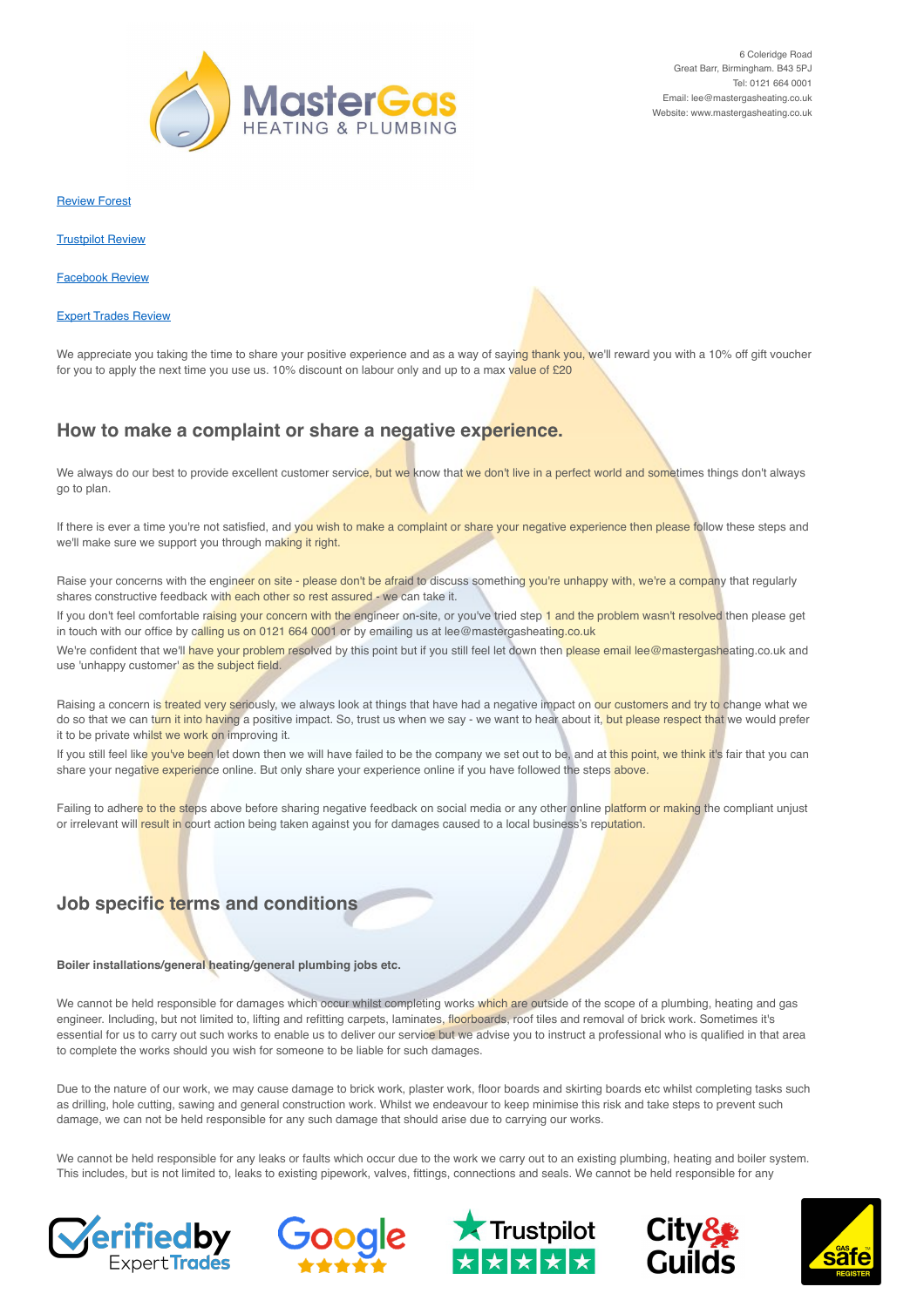6 Coleridge Road
Great Barr, Birmingham. B43 5PJ
Tel: 0121 664 0001
Email: lee@mastergasheating.co.uk
Website: www.mastergasheating.co.uk

Review Forest

Trustpilot Review

Facebook Review

Expert Trades Review

We appreciate you taking the time to share your positive experience and as a way of saying thank you, we'll reward you with a 10% off gift voucher for you to apply the next time you use us. 10% discount on labour only and up to a max value of £20

## How to make a complaint or share a negative experience.

We always do our best to provide excellent customer service, but we know that we don't live in a perfect world and sometimes things don't always go to plan.

If there is ever a time you're not satisfied, and you wish to make a complaint or share your negative experience then please follow these steps and we'll make sure we support you through making it right.

Raise your concerns with the engineer on site - please don't be afraid to discuss something you're unhappy with, we're a company that regularly shares constructive feedback with each other so rest assured - we can take it.
If you don't feel comfortable raising your concern with the engineer on-site, or you've tried step 1 and the problem wasn't resolved then please get in touch with our office by calling us on 0121 664 0001 or by emailing us at lee@mastergasheating.co.uk
We're confident that we'll have your problem resolved by this point but if you still feel let down then please email lee@mastergasheating.co.uk and use 'unhappy customer' as the subject field.

Raising a concern is treated very seriously, we always look at things that have had a negative impact on our customers and try to change what we do so that we can turn it into having a positive impact. So, trust us when we say - we want to hear about it, but please respect that we would prefer it to be private whilst we work on improving it.
If you still feel like you've been let down then we will have failed to be the company we set out to be, and at this point, we think it's fair that you can share your negative experience online. But only share your experience online if you have followed the steps above.

Failing to adhere to the steps above before sharing negative feedback on social media or any other online platform or making the compliant unjust or irrelevant will result in court action being taken against you for damages caused to a local business's reputation.

## Job specific terms and conditions

**Boiler installations/general heating/general plumbing jobs etc.**

We cannot be held responsible for damages which occur whilst completing works which are outside of the scope of a plumbing, heating and gas engineer. Including, but not limited to, lifting and refitting carpets, laminates, floorboards, roof tiles and removal of brick work. Sometimes it's essential for us to carry out such works to enable us to deliver our service but we advise you to instruct a professional who is qualified in that area to complete the works should you wish for someone to be liable for such damages.

Due to the nature of our work, we may cause damage to brick work, plaster work, floor boards and skirting boards etc whilst completing tasks such as drilling, hole cutting, sawing and general construction work. Whilst we endeavour to keep minimise this risk and take steps to prevent such damage, we can not be held responsible for any such damage that should arise due to carrying our works.

We cannot be held responsible for any leaks or faults which occur due to the work we carry out to an existing plumbing, heating and boiler system. This includes, but is not limited to, leaks to existing pipework, valves, fittings, connections and seals. We cannot be held responsible for any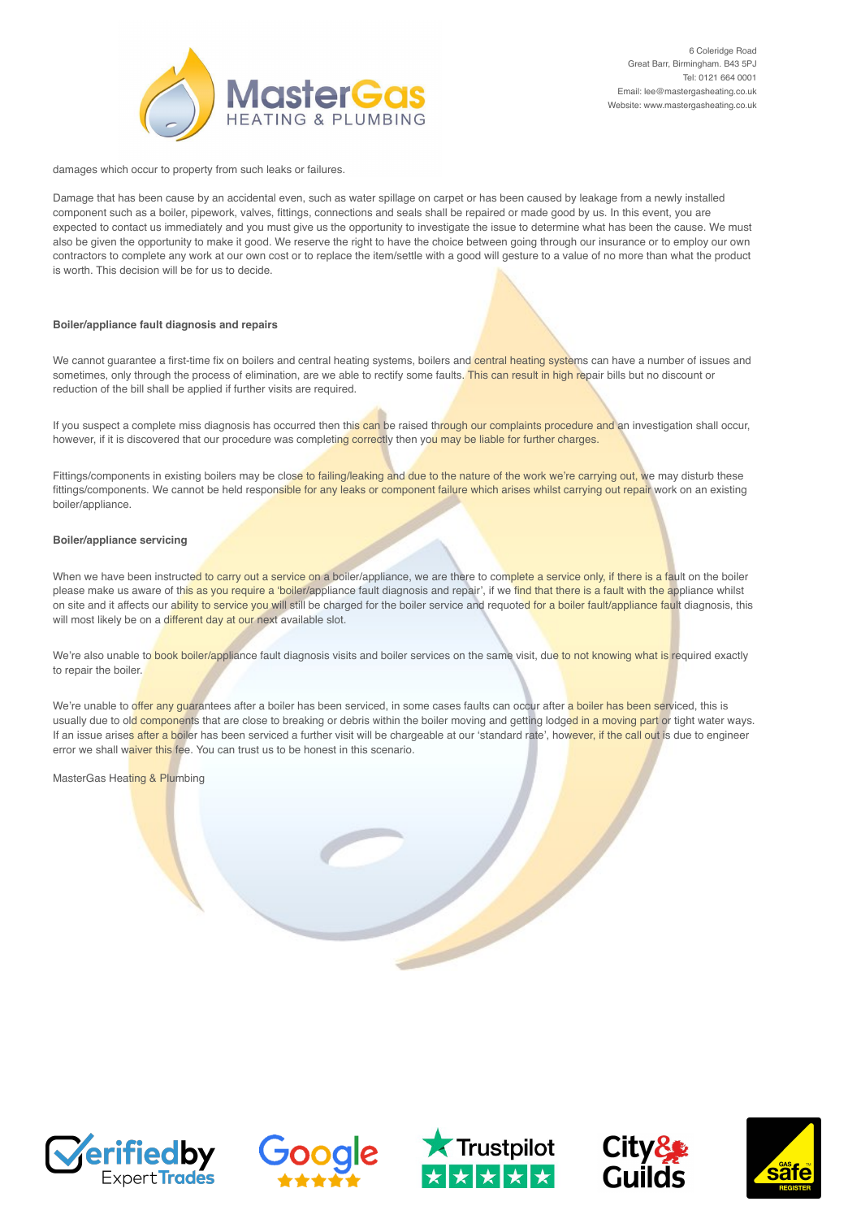damages which occur to property from such leaks or failures.

Damage that has been cause by an accidental even, such as water spillage on carpet or has been caused by leakage from a newly installed component such as a boiler, pipework, valves, fittings, connections and seals shall be repaired or made good by us. In this event, you are expected to contact us immediately and you must give us the opportunity to investigate the issue to determine what has been the cause. We must also be given the opportunity to make it good. We reserve the right to have the choice between going through our insurance or to employ our own contractors to complete any work at our own cost or to replace the item/settle with a good will gesture to a value of no more than what the product is worth. This decision will be for us to decide.

**Boiler/appliance fault diagnosis and repairs**

We cannot guarantee a first-time fix on boilers and central heating systems, boilers and central heating systems can have a number of issues and sometimes, only through the process of elimination, are we able to rectify some faults. This can result in high repair bills but no discount or reduction of the bill shall be applied if further visits are required.

If you suspect a complete miss diagnosis has occurred then this can be raised through our complaints procedure and an investigation shall occur, however, if it is discovered that our procedure was completing correctly then you may be liable for further charges.

Fittings/components in existing boilers may be close to failing/leaking and due to the nature of the work we're carrying out, we may disturb these fittings/components. We cannot be held responsible for any leaks or component failure which arises whilst carrying out repair work on an existing boiler/appliance.

**Boiler/appliance servicing**

When we have been instructed to carry out a service on a boiler/appliance, we are there to complete a service only, if there is a fault on the boiler please make us aware of this as you require a 'boiler/appliance fault diagnosis and repair', if we find that there is a fault with the appliance whilst on site and it affects our ability to service you will still be charged for the boiler service and requoted for a boiler fault/appliance fault diagnosis, this will most likely be on a different day at our next available slot.

We're also unable to book boiler/appliance fault diagnosis visits and boiler services on the same visit, due to not knowing what is required exactly to repair the boiler.

We're unable to offer any guarantees after a boiler has been serviced, in some cases faults can occur after a boiler has been serviced, this is usually due to old components that are close to breaking or debris within the boiler moving and getting lodged in a moving part or tight water ways. If an issue arises after a boiler has been serviced a further visit will be chargeable at our 'standard rate', however, if the call out is due to engineer error we shall waiver this fee. You can trust us to be honest in this scenario.

MasterGas Heating & Plumbing